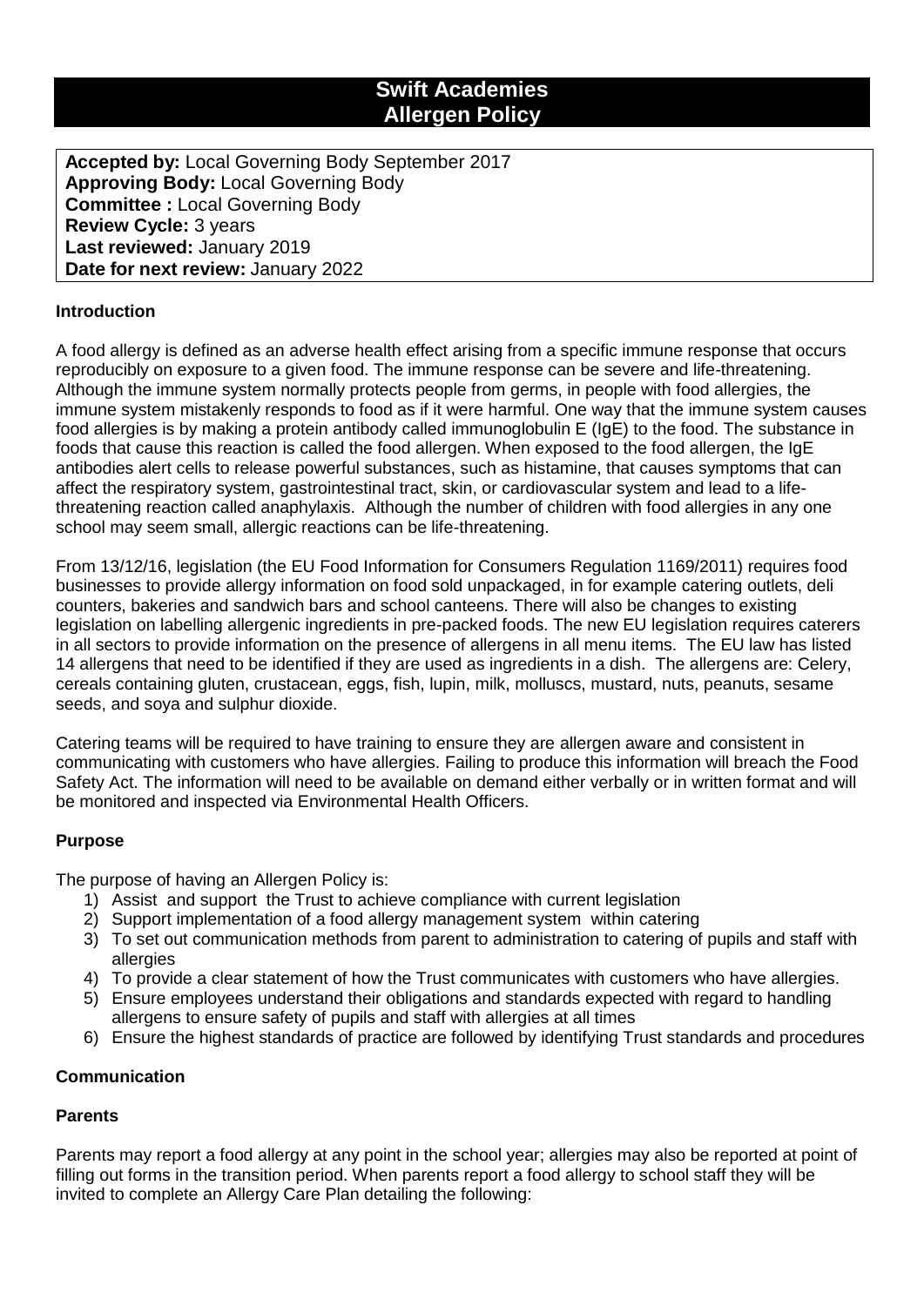# Swift Academies
# Allergen Policy

**Accepted by:** Local Governing Body September 2017
**Approving Body:** Local Governing Body
**Committee :** Local Governing Body
**Review Cycle:** 3 years
**Last reviewed:** January 2019
**Date for next review:** January 2022

## Introduction

A food allergy is defined as an adverse health effect arising from a specific immune response that occurs reproducibly on exposure to a given food. The immune response can be severe and life-threatening. Although the immune system normally protects people from germs, in people with food allergies, the immune system mistakenly responds to food as if it were harmful. One way that the immune system causes food allergies is by making a protein antibody called immunoglobulin E (IgE) to the food. The substance in foods that cause this reaction is called the food allergen. When exposed to the food allergen, the IgE antibodies alert cells to release powerful substances, such as histamine, that causes symptoms that can affect the respiratory system, gastrointestinal tract, skin, or cardiovascular system and lead to a life-threatening reaction called anaphylaxis. Although the number of children with food allergies in any one school may seem small, allergic reactions can be life-threatening.

From 13/12/16, legislation (the EU Food Information for Consumers Regulation 1169/2011) requires food businesses to provide allergy information on food sold unpackaged, in for example catering outlets, deli counters, bakeries and sandwich bars and school canteens. There will also be changes to existing legislation on labelling allergenic ingredients in pre-packed foods. The new EU legislation requires caterers in all sectors to provide information on the presence of allergens in all menu items. The EU law has listed 14 allergens that need to be identified if they are used as ingredients in a dish. The allergens are: Celery, cereals containing gluten, crustacean, eggs, fish, lupin, milk, molluscs, mustard, nuts, peanuts, sesame seeds, and soya and sulphur dioxide.

Catering teams will be required to have training to ensure they are allergen aware and consistent in communicating with customers who have allergies. Failing to produce this information will breach the Food Safety Act. The information will need to be available on demand either verbally or in written format and will be monitored and inspected via Environmental Health Officers.

## Purpose

The purpose of having an Allergen Policy is:

1) Assist and support the Trust to achieve compliance with current legislation
2) Support implementation of a food allergy management system within catering
3) To set out communication methods from parent to administration to catering of pupils and staff with allergies
4) To provide a clear statement of how the Trust communicates with customers who have allergies.
5) Ensure employees understand their obligations and standards expected with regard to handling allergens to ensure safety of pupils and staff with allergies at all times
6) Ensure the highest standards of practice are followed by identifying Trust standards and procedures

## Communication

### Parents

Parents may report a food allergy at any point in the school year; allergies may also be reported at point of filling out forms in the transition period. When parents report a food allergy to school staff they will be invited to complete an Allergy Care Plan detailing the following: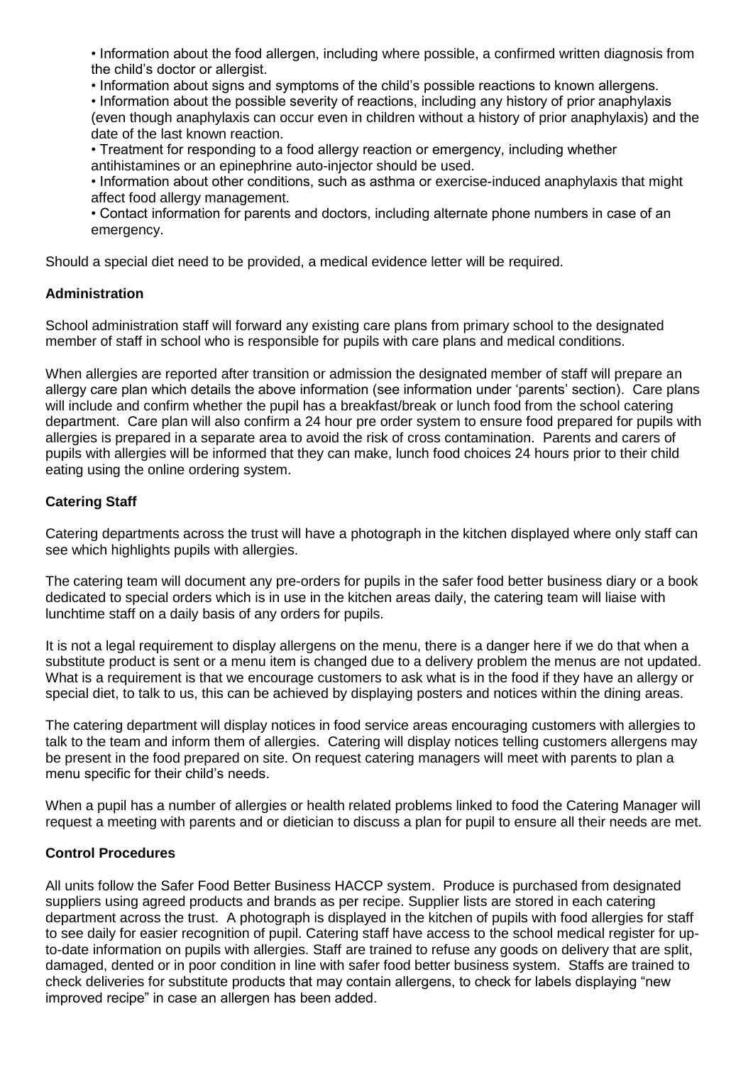- Information about the food allergen, including where possible, a confirmed written diagnosis from the child's doctor or allergist.
- Information about signs and symptoms of the child's possible reactions to known allergens.
- Information about the possible severity of reactions, including any history of prior anaphylaxis (even though anaphylaxis can occur even in children without a history of prior anaphylaxis) and the date of the last known reaction.
- Treatment for responding to a food allergy reaction or emergency, including whether antihistamines or an epinephrine auto-injector should be used.
- Information about other conditions, such as asthma or exercise-induced anaphylaxis that might affect food allergy management.
- Contact information for parents and doctors, including alternate phone numbers in case of an emergency.

Should a special diet need to be provided, a medical evidence letter will be required.

**Administration**

School administration staff will forward any existing care plans from primary school to the designated member of staff in school who is responsible for pupils with care plans and medical conditions.

When allergies are reported after transition or admission the designated member of staff will prepare an allergy care plan which details the above information (see information under 'parents' section). Care plans will include and confirm whether the pupil has a breakfast/break or lunch food from the school catering department. Care plan will also confirm a 24 hour pre order system to ensure food prepared for pupils with allergies is prepared in a separate area to avoid the risk of cross contamination. Parents and carers of pupils with allergies will be informed that they can make, lunch food choices 24 hours prior to their child eating using the online ordering system.

**Catering Staff**

Catering departments across the trust will have a photograph in the kitchen displayed where only staff can see which highlights pupils with allergies.

The catering team will document any pre-orders for pupils in the safer food better business diary or a book dedicated to special orders which is in use in the kitchen areas daily, the catering team will liaise with lunchtime staff on a daily basis of any orders for pupils.

It is not a legal requirement to display allergens on the menu, there is a danger here if we do that when a substitute product is sent or a menu item is changed due to a delivery problem the menus are not updated. What is a requirement is that we encourage customers to ask what is in the food if they have an allergy or special diet, to talk to us, this can be achieved by displaying posters and notices within the dining areas.

The catering department will display notices in food service areas encouraging customers with allergies to talk to the team and inform them of allergies. Catering will display notices telling customers allergens may be present in the food prepared on site. On request catering managers will meet with parents to plan a menu specific for their child's needs.

When a pupil has a number of allergies or health related problems linked to food the Catering Manager will request a meeting with parents and or dietician to discuss a plan for pupil to ensure all their needs are met.

**Control Procedures**

All units follow the Safer Food Better Business HACCP system. Produce is purchased from designated suppliers using agreed products and brands as per recipe. Supplier lists are stored in each catering department across the trust. A photograph is displayed in the kitchen of pupils with food allergies for staff to see daily for easier recognition of pupil. Catering staff have access to the school medical register for up-to-date information on pupils with allergies. Staff are trained to refuse any goods on delivery that are split, damaged, dented or in poor condition in line with safer food better business system. Staffs are trained to check deliveries for substitute products that may contain allergens, to check for labels displaying "new improved recipe" in case an allergen has been added.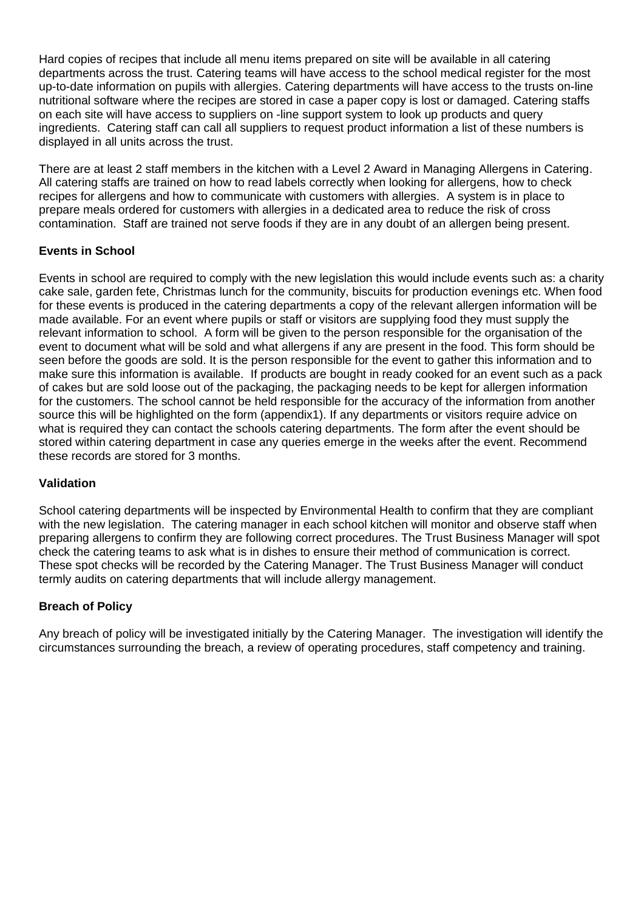Hard copies of recipes that include all menu items prepared on site will be available in all catering departments across the trust. Catering teams will have access to the school medical register for the most up-to-date information on pupils with allergies. Catering departments will have access to the trusts on-line nutritional software where the recipes are stored in case a paper copy is lost or damaged. Catering staffs on each site will have access to suppliers on -line support system to look up products and query ingredients. Catering staff can call all suppliers to request product information a list of these numbers is displayed in all units across the trust.

There are at least 2 staff members in the kitchen with a Level 2 Award in Managing Allergens in Catering. All catering staffs are trained on how to read labels correctly when looking for allergens, how to check recipes for allergens and how to communicate with customers with allergies. A system is in place to prepare meals ordered for customers with allergies in a dedicated area to reduce the risk of cross contamination. Staff are trained not serve foods if they are in any doubt of an allergen being present.

**Events in School**

Events in school are required to comply with the new legislation this would include events such as: a charity cake sale, garden fete, Christmas lunch for the community, biscuits for production evenings etc. When food for these events is produced in the catering departments a copy of the relevant allergen information will be made available. For an event where pupils or staff or visitors are supplying food they must supply the relevant information to school. A form will be given to the person responsible for the organisation of the event to document what will be sold and what allergens if any are present in the food. This form should be seen before the goods are sold. It is the person responsible for the event to gather this information and to make sure this information is available. If products are bought in ready cooked for an event such as a pack of cakes but are sold loose out of the packaging, the packaging needs to be kept for allergen information for the customers. The school cannot be held responsible for the accuracy of the information from another source this will be highlighted on the form (appendix1). If any departments or visitors require advice on what is required they can contact the schools catering departments. The form after the event should be stored within catering department in case any queries emerge in the weeks after the event. Recommend these records are stored for 3 months.

**Validation**

School catering departments will be inspected by Environmental Health to confirm that they are compliant with the new legislation. The catering manager in each school kitchen will monitor and observe staff when preparing allergens to confirm they are following correct procedures. The Trust Business Manager will spot check the catering teams to ask what is in dishes to ensure their method of communication is correct. These spot checks will be recorded by the Catering Manager. The Trust Business Manager will conduct termly audits on catering departments that will include allergy management.

**Breach of Policy**

Any breach of policy will be investigated initially by the Catering Manager. The investigation will identify the circumstances surrounding the breach, a review of operating procedures, staff competency and training.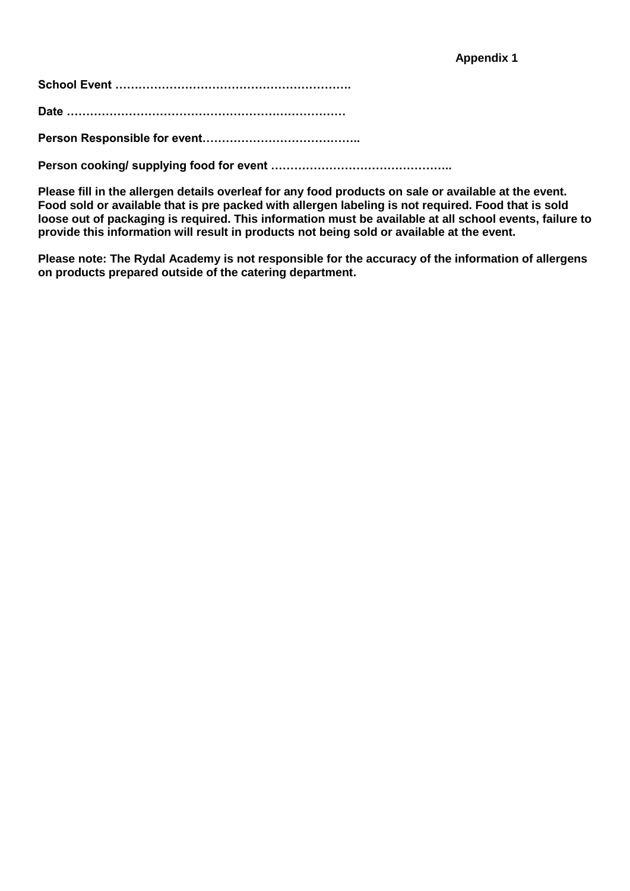**Appendix 1**

**School Event …………………………………………………….**

**Date ………………………………………………………………**

**Person Responsible for event…………………………………..**

**Person cooking/ supplying food for event ………………………………………..**

**Please fill in the allergen details overleaf for any food products on sale or available at the event. Food sold or available that is pre packed with allergen labeling is not required. Food that is sold loose out of packaging is required. This information must be available at all school events, failure to provide this information will result in products not being sold or available at the event.**

**Please note: The Rydal Academy is not responsible for the accuracy of the information of allergens on products prepared outside of the catering department.**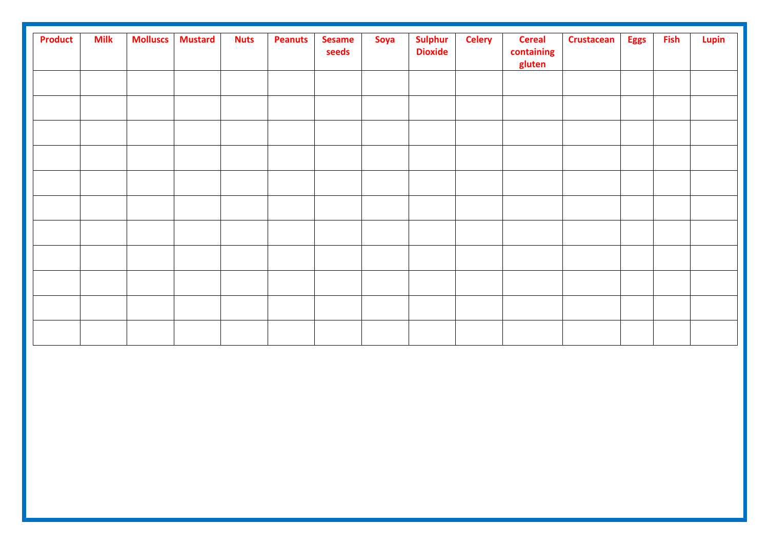| Product | Milk | Molluscs | Mustard | Nuts | Peanuts | Sesame seeds | Soya | Sulphur Dioxide | Celery | Cereal containing gluten | Crustacean | Eggs | Fish | Lupin |
|---|---|---|---|---|---|---|---|---|---|---|---|---|---|---|
| | | | | | | | | | | | | | | |
| | | | | | | | | | | | | | | |
| | | | | | | | | | | | | | | |
| | | | | | | | | | | | | | | |
| | | | | | | | | | | | | | | |
| | | | | | | | | | | | | | | |
| | | | | | | | | | | | | | | |
| | | | | | | | | | | | | | | |
| | | | | | | | | | | | | | | |
| | | | | | | | | | | | | | | |
| | | | | | | | | | | | | | | |